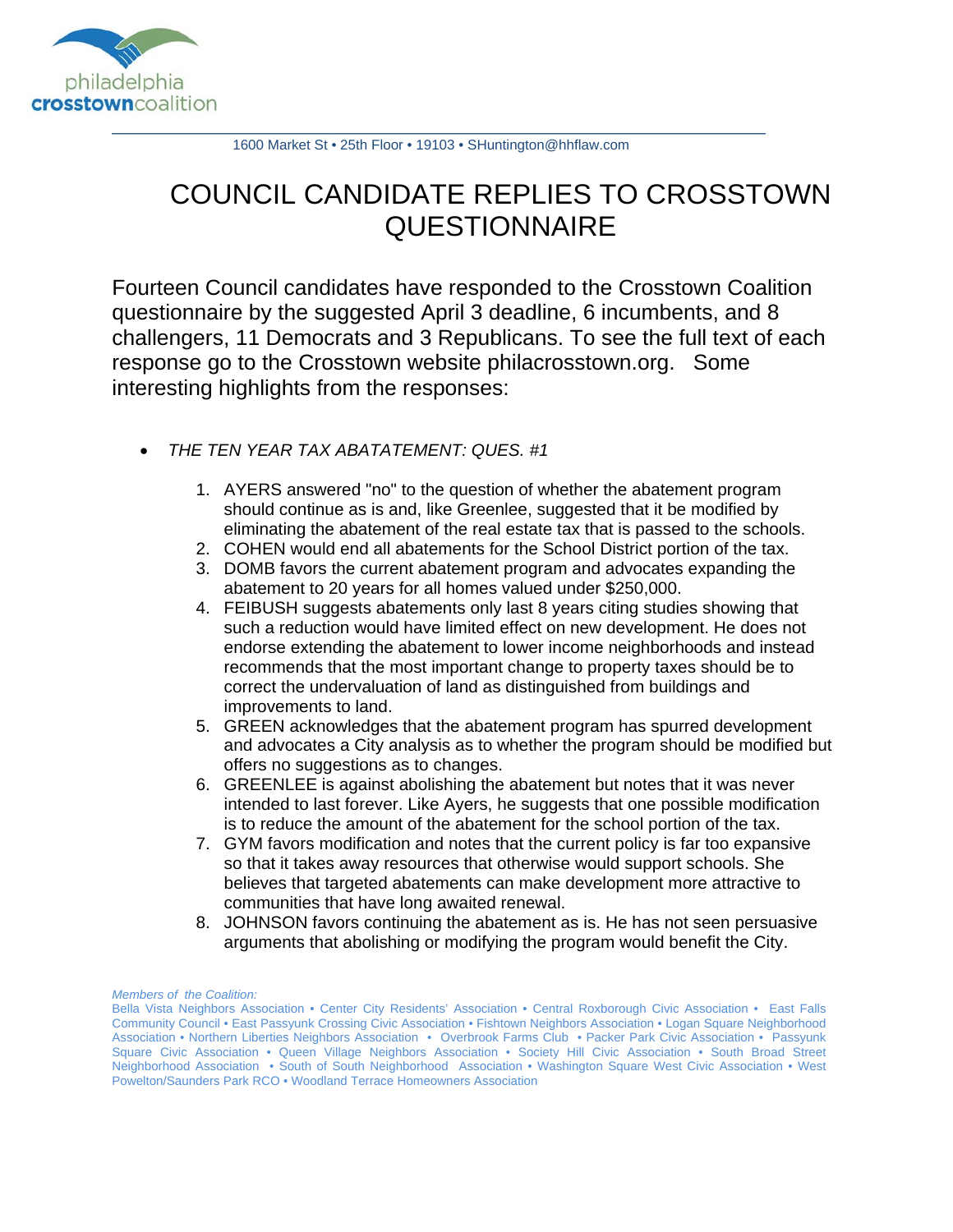philadelphia **crosstown**coalition

1600 Market St • 25th Floor • 19103 • SHuntington@hhflaw.com

# COUNCIL CANDIDATE REPLIES TO CROSSTOWN QUESTIONNAIRE

Fourteen Council candidates have responded to the Crosstown Coalition questionnaire by the suggested April 3 deadline, 6 incumbents, and 8 challengers, 11 Democrats and 3 Republicans. To see the full text of each response go to the Crosstown website philacrosstown.org. Some interesting highlights from the responses:

- *THE TEN YEAR TAX ABATATEMENT: QUES. #1*

  1. AYERS answered "no" to the question of whether the abatement program should continue as is and, like Greenlee, suggested that it be modified by eliminating the abatement of the real estate tax that is passed to the schools.
  2. COHEN would end all abatements for the School District portion of the tax.
  3. DOMB favors the current abatement program and advocates expanding the abatement to 20 years for all homes valued under $250,000.
  4. FEIBUSH suggests abatements only last 8 years citing studies showing that such a reduction would have limited effect on new development. He does not endorse extending the abatement to lower income neighborhoods and instead recommends that the most important change to property taxes should be to correct the undervaluation of land as distinguished from buildings and improvements to land.
  5. GREEN acknowledges that the abatement program has spurred development and advocates a City analysis as to whether the program should be modified but offers no suggestions as to changes.
  6. GREENLEE is against abolishing the abatement but notes that it was never intended to last forever. Like Ayers, he suggests that one possible modification is to reduce the amount of the abatement for the school portion of the tax.
  7. GYM favors modification and notes that the current policy is far too expansive so that it takes away resources that otherwise would support schools. She believes that targeted abatements can make development more attractive to communities that have long awaited renewal.
  8. JOHNSON favors continuing the abatement as is. He has not seen persuasive arguments that abolishing or modifying the program would benefit the City.

*Members of the Coalition:*
Bella Vista Neighbors Association • Center City Residents' Association • Central Roxborough Civic Association • East Falls Community Council • East Passyunk Crossing Civic Association • Fishtown Neighbors Association • Logan Square Neighborhood Association • Northern Liberties Neighbors Association • Overbrook Farms Club • Packer Park Civic Association • Passyunk Square Civic Association • Queen Village Neighbors Association • Society Hill Civic Association • South Broad Street Neighborhood Association • South of South Neighborhood Association • Washington Square West Civic Association • West Powelton/Saunders Park RCO • Woodland Terrace Homeowners Association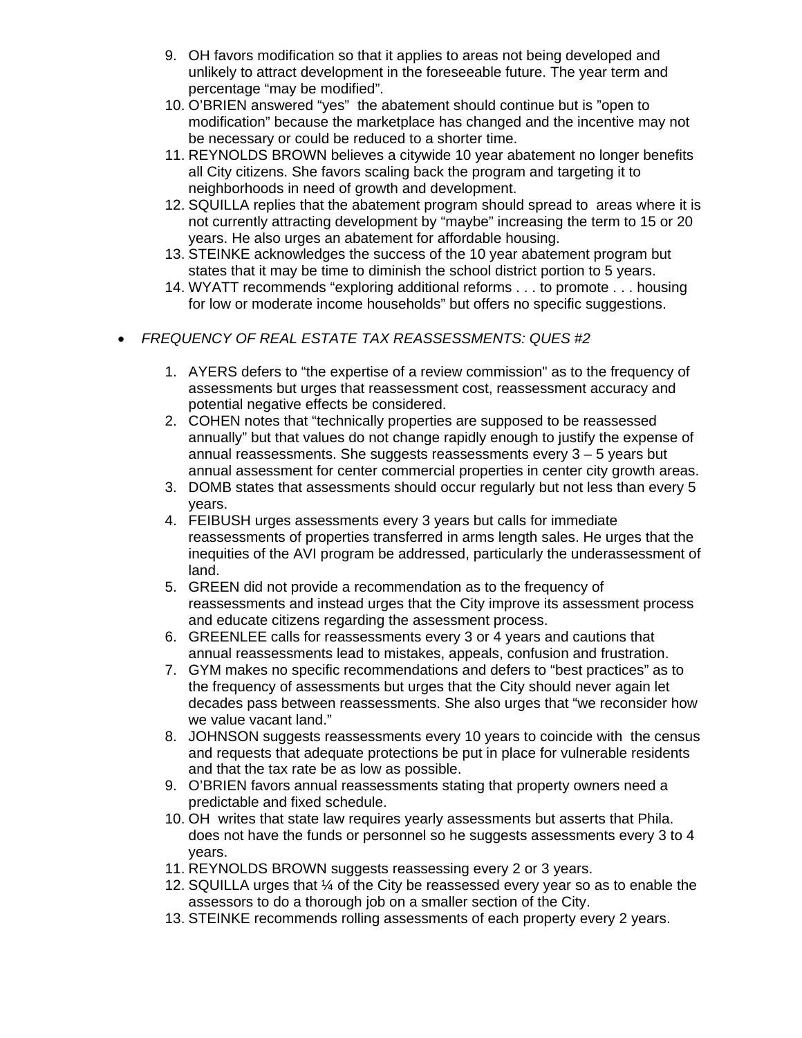9. OH favors modification so that it applies to areas not being developed and unlikely to attract development in the foreseeable future. The year term and percentage “may be modified”.
10. O’BRIEN answered “yes” the abatement should continue but is ”open to modification” because the marketplace has changed and the incentive may not be necessary or could be reduced to a shorter time.
11. REYNOLDS BROWN believes a citywide 10 year abatement no longer benefits all City citizens. She favors scaling back the program and targeting it to neighborhoods in need of growth and development.
12. SQUILLA replies that the abatement program should spread to areas where it is not currently attracting development by “maybe” increasing the term to 15 or 20 years. He also urges an abatement for affordable housing.
13. STEINKE acknowledges the success of the 10 year abatement program but states that it may be time to diminish the school district portion to 5 years.
14. WYATT recommends “exploring additional reforms . . . to promote . . . housing for low or moderate income households” but offers no specific suggestions.

- *FREQUENCY OF REAL ESTATE TAX REASSESSMENTS: QUES #2*

1. AYERS defers to “the expertise of a review commission" as to the frequency of assessments but urges that reassessment cost, reassessment accuracy and potential negative effects be considered.
2. COHEN notes that “technically properties are supposed to be reassessed annually” but that values do not change rapidly enough to justify the expense of annual reassessments. She suggests reassessments every 3 – 5 years but annual assessment for center commercial properties in center city growth areas.
3. DOMB states that assessments should occur regularly but not less than every 5 years.
4. FEIBUSH urges assessments every 3 years but calls for immediate reassessments of properties transferred in arms length sales. He urges that the inequities of the AVI program be addressed, particularly the underassessment of land.
5. GREEN did not provide a recommendation as to the frequency of reassessments and instead urges that the City improve its assessment process and educate citizens regarding the assessment process.
6. GREENLEE calls for reassessments every 3 or 4 years and cautions that annual reassessments lead to mistakes, appeals, confusion and frustration.
7. GYM makes no specific recommendations and defers to “best practices” as to the frequency of assessments but urges that the City should never again let decades pass between reassessments. She also urges that “we reconsider how we value vacant land.”
8. JOHNSON suggests reassessments every 10 years to coincide with the census and requests that adequate protections be put in place for vulnerable residents and that the tax rate be as low as possible.
9. O’BRIEN favors annual reassessments stating that property owners need a predictable and fixed schedule.
10. OH writes that state law requires yearly assessments but asserts that Phila. does not have the funds or personnel so he suggests assessments every 3 to 4 years.
11. REYNOLDS BROWN suggests reassessing every 2 or 3 years.
12. SQUILLA urges that ¼ of the City be reassessed every year so as to enable the assessors to do a thorough job on a smaller section of the City.
13. STEINKE recommends rolling assessments of each property every 2 years.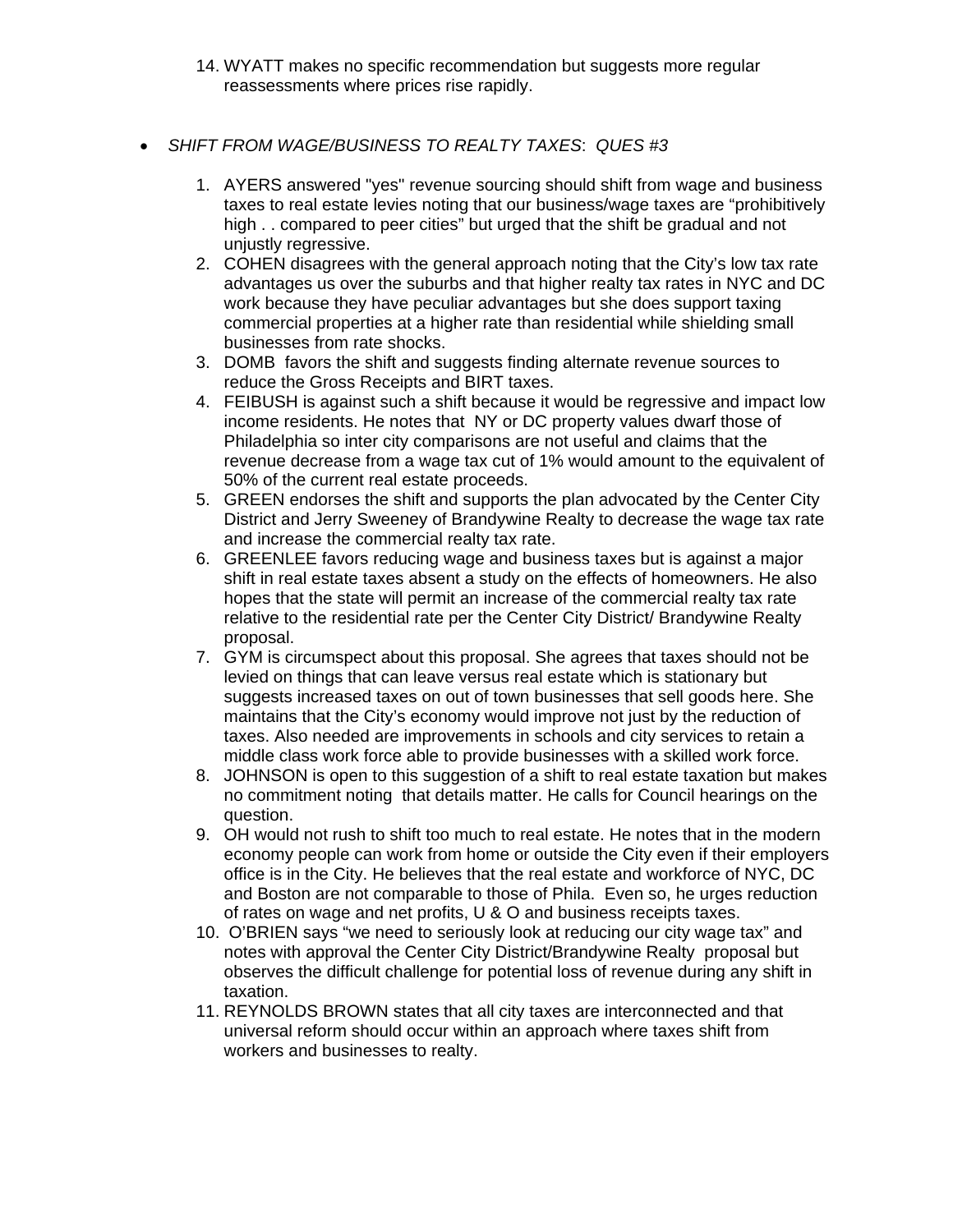14. WYATT makes no specific recommendation but suggests more regular reassessments where prices rise rapidly.

- *SHIFT FROM WAGE/BUSINESS TO REALTY TAXES*: *QUES #3*

1. AYERS answered "yes" revenue sourcing should shift from wage and business taxes to real estate levies noting that our business/wage taxes are "prohibitively high . . compared to peer cities" but urged that the shift be gradual and not unjustly regressive.
2. COHEN disagrees with the general approach noting that the City's low tax rate advantages us over the suburbs and that higher realty tax rates in NYC and DC work because they have peculiar advantages but she does support taxing commercial properties at a higher rate than residential while shielding small businesses from rate shocks.
3. DOMB favors the shift and suggests finding alternate revenue sources to reduce the Gross Receipts and BIRT taxes.
4. FEIBUSH is against such a shift because it would be regressive and impact low income residents. He notes that NY or DC property values dwarf those of Philadelphia so inter city comparisons are not useful and claims that the revenue decrease from a wage tax cut of 1% would amount to the equivalent of 50% of the current real estate proceeds.
5. GREEN endorses the shift and supports the plan advocated by the Center City District and Jerry Sweeney of Brandywine Realty to decrease the wage tax rate and increase the commercial realty tax rate.
6. GREENLEE favors reducing wage and business taxes but is against a major shift in real estate taxes absent a study on the effects of homeowners. He also hopes that the state will permit an increase of the commercial realty tax rate relative to the residential rate per the Center City District/ Brandywine Realty proposal.
7. GYM is circumspect about this proposal. She agrees that taxes should not be levied on things that can leave versus real estate which is stationary but suggests increased taxes on out of town businesses that sell goods here. She maintains that the City's economy would improve not just by the reduction of taxes. Also needed are improvements in schools and city services to retain a middle class work force able to provide businesses with a skilled work force.
8. JOHNSON is open to this suggestion of a shift to real estate taxation but makes no commitment noting that details matter. He calls for Council hearings on the question.
9. OH would not rush to shift too much to real estate. He notes that in the modern economy people can work from home or outside the City even if their employers office is in the City. He believes that the real estate and workforce of NYC, DC and Boston are not comparable to those of Phila. Even so, he urges reduction of rates on wage and net profits, U & O and business receipts taxes.
10. O'BRIEN says "we need to seriously look at reducing our city wage tax" and notes with approval the Center City District/Brandywine Realty proposal but observes the difficult challenge for potential loss of revenue during any shift in taxation.
11. REYNOLDS BROWN states that all city taxes are interconnected and that universal reform should occur within an approach where taxes shift from workers and businesses to realty.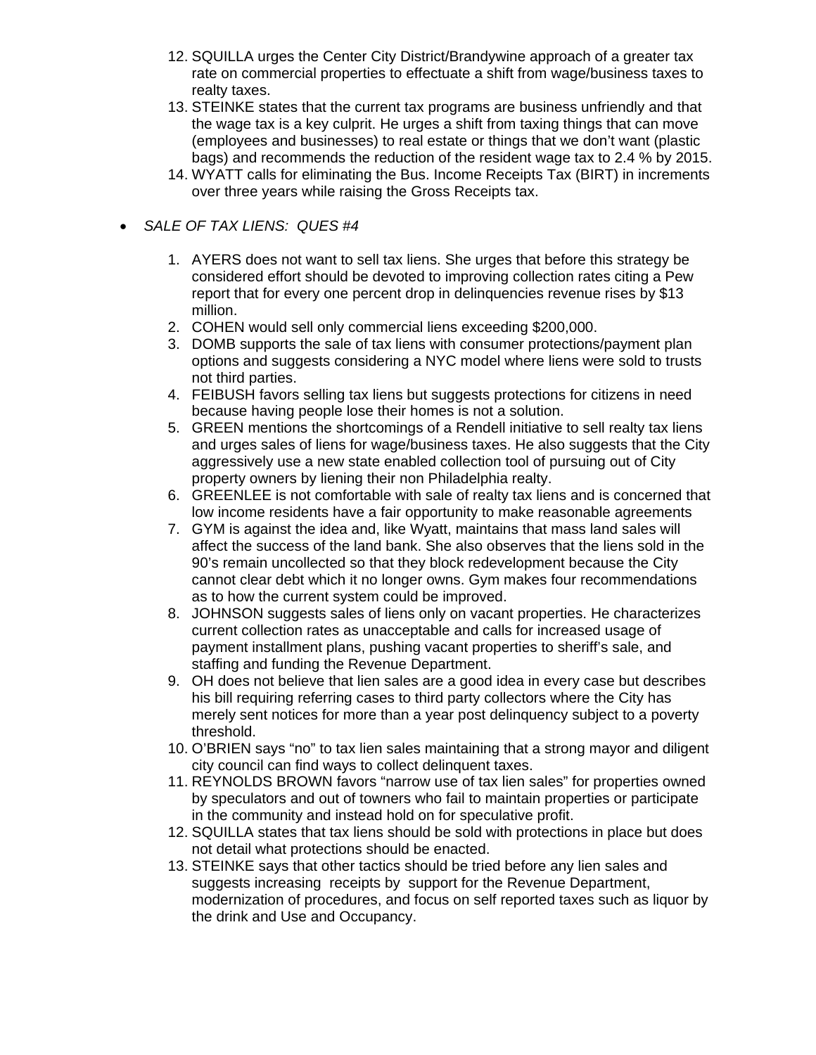12. SQUILLA urges the Center City District/Brandywine approach of a greater tax rate on commercial properties to effectuate a shift from wage/business taxes to realty taxes.
13. STEINKE states that the current tax programs are business unfriendly and that the wage tax is a key culprit. He urges a shift from taxing things that can move (employees and businesses) to real estate or things that we don't want (plastic bags) and recommends the reduction of the resident wage tax to 2.4 % by 2015.
14. WYATT calls for eliminating the Bus. Income Receipts Tax (BIRT) in increments over three years while raising the Gross Receipts tax.

- *SALE OF TAX LIENS: QUES #4*

1. AYERS does not want to sell tax liens. She urges that before this strategy be considered effort should be devoted to improving collection rates citing a Pew report that for every one percent drop in delinquencies revenue rises by $13 million.
2. COHEN would sell only commercial liens exceeding $200,000.
3. DOMB supports the sale of tax liens with consumer protections/payment plan options and suggests considering a NYC model where liens were sold to trusts not third parties.
4. FEIBUSH favors selling tax liens but suggests protections for citizens in need because having people lose their homes is not a solution.
5. GREEN mentions the shortcomings of a Rendell initiative to sell realty tax liens and urges sales of liens for wage/business taxes. He also suggests that the City aggressively use a new state enabled collection tool of pursuing out of City property owners by liening their non Philadelphia realty.
6. GREENLEE is not comfortable with sale of realty tax liens and is concerned that low income residents have a fair opportunity to make reasonable agreements
7. GYM is against the idea and, like Wyatt, maintains that mass land sales will affect the success of the land bank. She also observes that the liens sold in the 90's remain uncollected so that they block redevelopment because the City cannot clear debt which it no longer owns. Gym makes four recommendations as to how the current system could be improved.
8. JOHNSON suggests sales of liens only on vacant properties. He characterizes current collection rates as unacceptable and calls for increased usage of payment installment plans, pushing vacant properties to sheriff's sale, and staffing and funding the Revenue Department.
9. OH does not believe that lien sales are a good idea in every case but describes his bill requiring referring cases to third party collectors where the City has merely sent notices for more than a year post delinquency subject to a poverty threshold.
10. O'BRIEN says "no" to tax lien sales maintaining that a strong mayor and diligent city council can find ways to collect delinquent taxes.
11. REYNOLDS BROWN favors "narrow use of tax lien sales" for properties owned by speculators and out of towners who fail to maintain properties or participate in the community and instead hold on for speculative profit.
12. SQUILLA states that tax liens should be sold with protections in place but does not detail what protections should be enacted.
13. STEINKE says that other tactics should be tried before any lien sales and suggests increasing receipts by support for the Revenue Department, modernization of procedures, and focus on self reported taxes such as liquor by the drink and Use and Occupancy.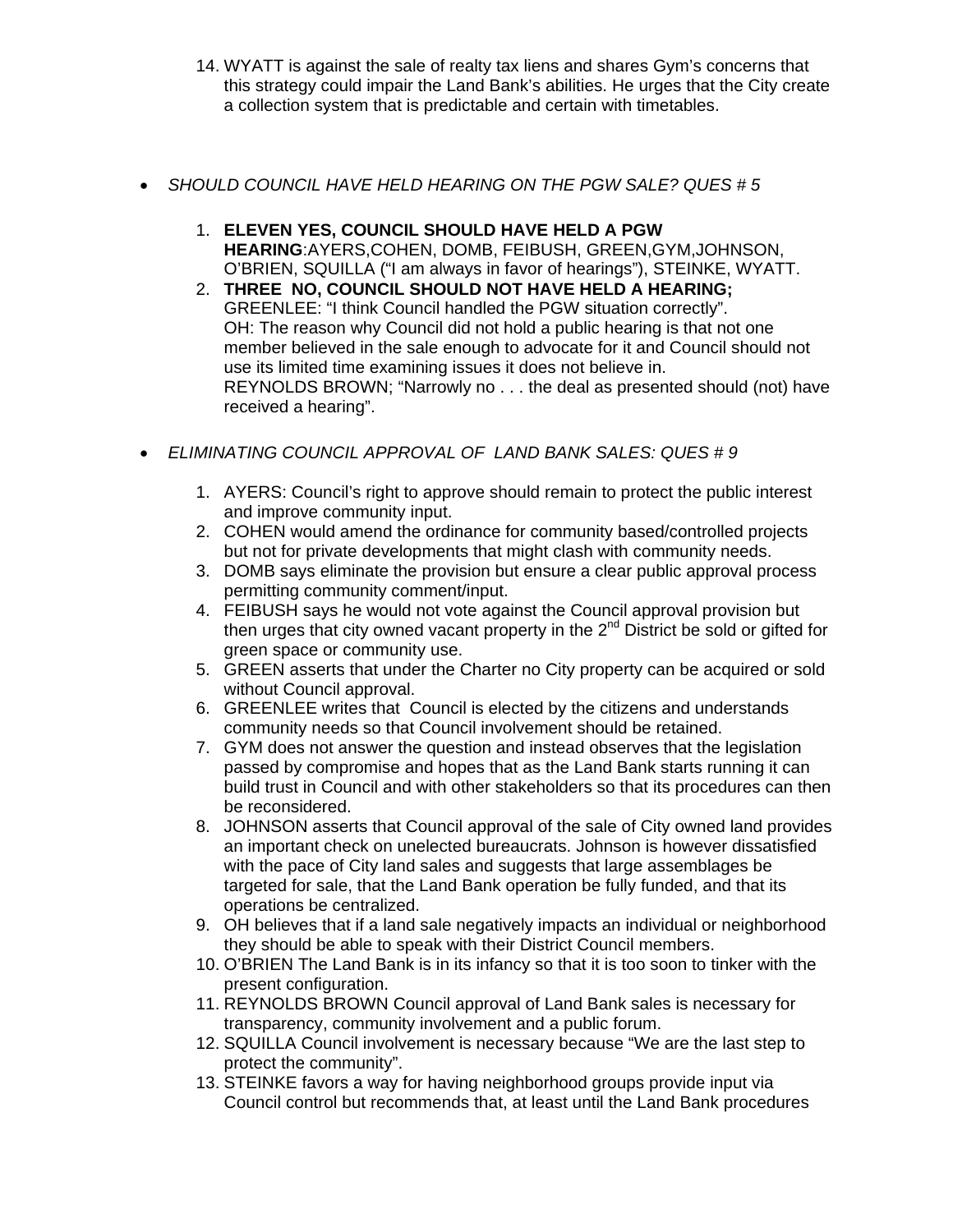14. WYATT is against the sale of realty tax liens and shares Gym's concerns that this strategy could impair the Land Bank's abilities. He urges that the City create a collection system that is predictable and certain with timetables.

- *SHOULD COUNCIL HAVE HELD HEARING ON THE PGW SALE? QUES # 5*

  1. **ELEVEN YES, COUNCIL SHOULD HAVE HELD A PGW HEARING**:AYERS,COHEN, DOMB, FEIBUSH, GREEN,GYM,JOHNSON, O'BRIEN, SQUILLA ("I am always in favor of hearings"), STEINKE, WYATT.
  2. **THREE NO, COUNCIL SHOULD NOT HAVE HELD A HEARING;** GREENLEE: "I think Council handled the PGW situation correctly". OH: The reason why Council did not hold a public hearing is that not one member believed in the sale enough to advocate for it and Council should not use its limited time examining issues it does not believe in. REYNOLDS BROWN; "Narrowly no . . . the deal as presented should (not) have received a hearing".

- *ELIMINATING COUNCIL APPROVAL OF LAND BANK SALES: QUES # 9*

  1. AYERS: Council's right to approve should remain to protect the public interest and improve community input.
  2. COHEN would amend the ordinance for community based/controlled projects but not for private developments that might clash with community needs.
  3. DOMB says eliminate the provision but ensure a clear public approval process permitting community comment/input.
  4. FEIBUSH says he would not vote against the Council approval provision but then urges that city owned vacant property in the 2nd District be sold or gifted for green space or community use.
  5. GREEN asserts that under the Charter no City property can be acquired or sold without Council approval.
  6. GREENLEE writes that Council is elected by the citizens and understands community needs so that Council involvement should be retained.
  7. GYM does not answer the question and instead observes that the legislation passed by compromise and hopes that as the Land Bank starts running it can build trust in Council and with other stakeholders so that its procedures can then be reconsidered.
  8. JOHNSON asserts that Council approval of the sale of City owned land provides an important check on unelected bureaucrats. Johnson is however dissatisfied with the pace of City land sales and suggests that large assemblages be targeted for sale, that the Land Bank operation be fully funded, and that its operations be centralized.
  9. OH believes that if a land sale negatively impacts an individual or neighborhood they should be able to speak with their District Council members.
  10. O'BRIEN The Land Bank is in its infancy so that it is too soon to tinker with the present configuration.
  11. REYNOLDS BROWN Council approval of Land Bank sales is necessary for transparency, community involvement and a public forum.
  12. SQUILLA Council involvement is necessary because "We are the last step to protect the community".
  13. STEINKE favors a way for having neighborhood groups provide input via Council control but recommends that, at least until the Land Bank procedures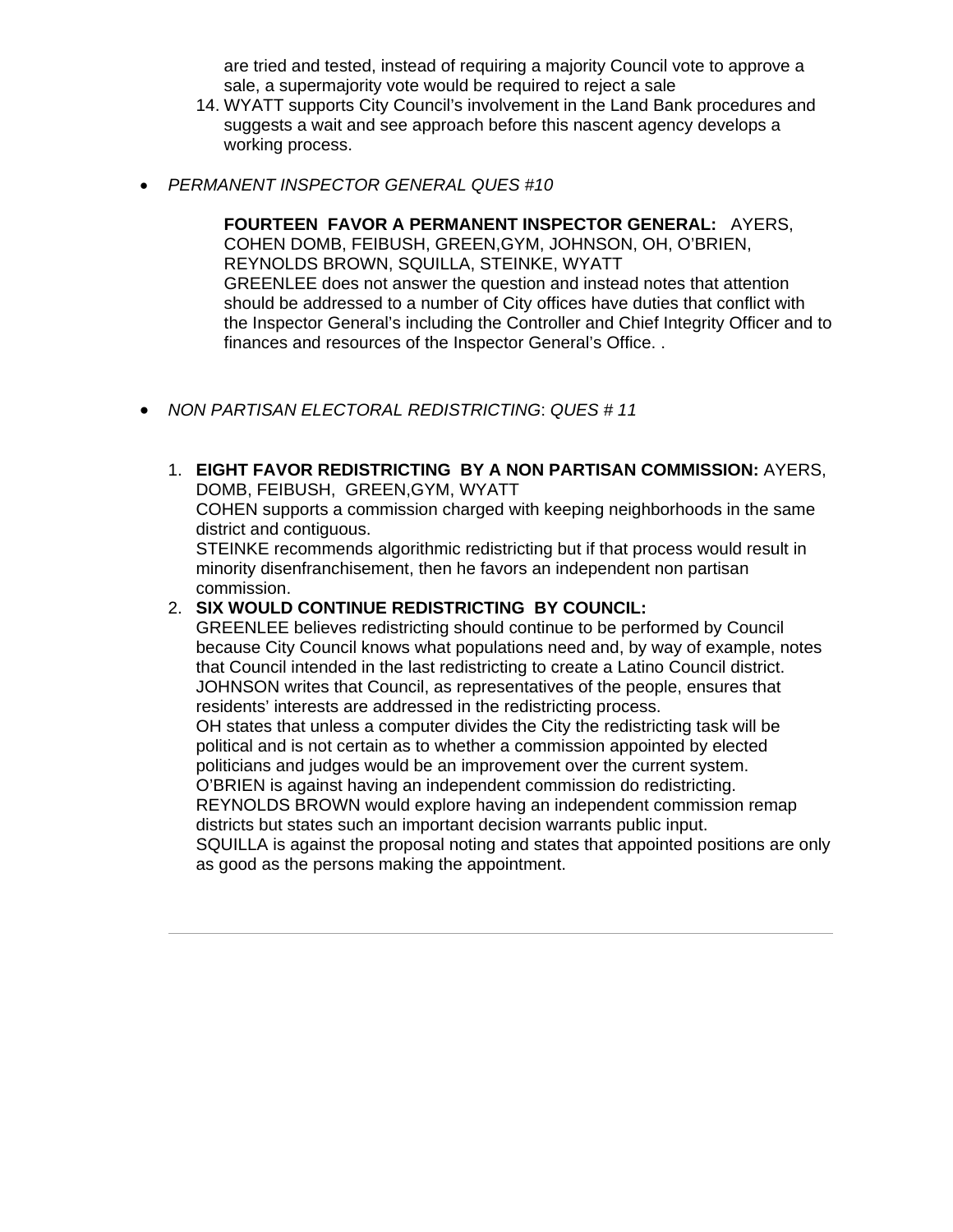are tried and tested, instead of requiring a majority Council vote to approve a sale, a supermajority vote would be required to reject a sale

14. WYATT supports City Council's involvement in the Land Bank procedures and suggests a wait and see approach before this nascent agency develops a working process.

- *PERMANENT INSPECTOR GENERAL QUES #10*

  **FOURTEEN FAVOR A PERMANENT INSPECTOR GENERAL:** AYERS, COHEN DOMB, FEIBUSH, GREEN,GYM, JOHNSON, OH, O'BRIEN, REYNOLDS BROWN, SQUILLA, STEINKE, WYATT
  GREENLEE does not answer the question and instead notes that attention should be addressed to a number of City offices have duties that conflict with the Inspector General's including the Controller and Chief Integrity Officer and to finances and resources of the Inspector General's Office. .

- *NON PARTISAN ELECTORAL REDISTRICTING*: *QUES # 11*

1. **EIGHT FAVOR REDISTRICTING BY A NON PARTISAN COMMISSION:** AYERS, DOMB, FEIBUSH, GREEN,GYM, WYATT
   COHEN supports a commission charged with keeping neighborhoods in the same district and contiguous.
   STEINKE recommends algorithmic redistricting but if that process would result in minority disenfranchisement, then he favors an independent non partisan commission.
2. **SIX WOULD CONTINUE REDISTRICTING BY COUNCIL:**
   GREENLEE believes redistricting should continue to be performed by Council because City Council knows what populations need and, by way of example, notes that Council intended in the last redistricting to create a Latino Council district.
   JOHNSON writes that Council, as representatives of the people, ensures that residents' interests are addressed in the redistricting process.
   OH states that unless a computer divides the City the redistricting task will be political and is not certain as to whether a commission appointed by elected politicians and judges would be an improvement over the current system.
   O'BRIEN is against having an independent commission do redistricting.
   REYNOLDS BROWN would explore having an independent commission remap districts but states such an important decision warrants public input.
   SQUILLA is against the proposal noting and states that appointed positions are only as good as the persons making the appointment.

---